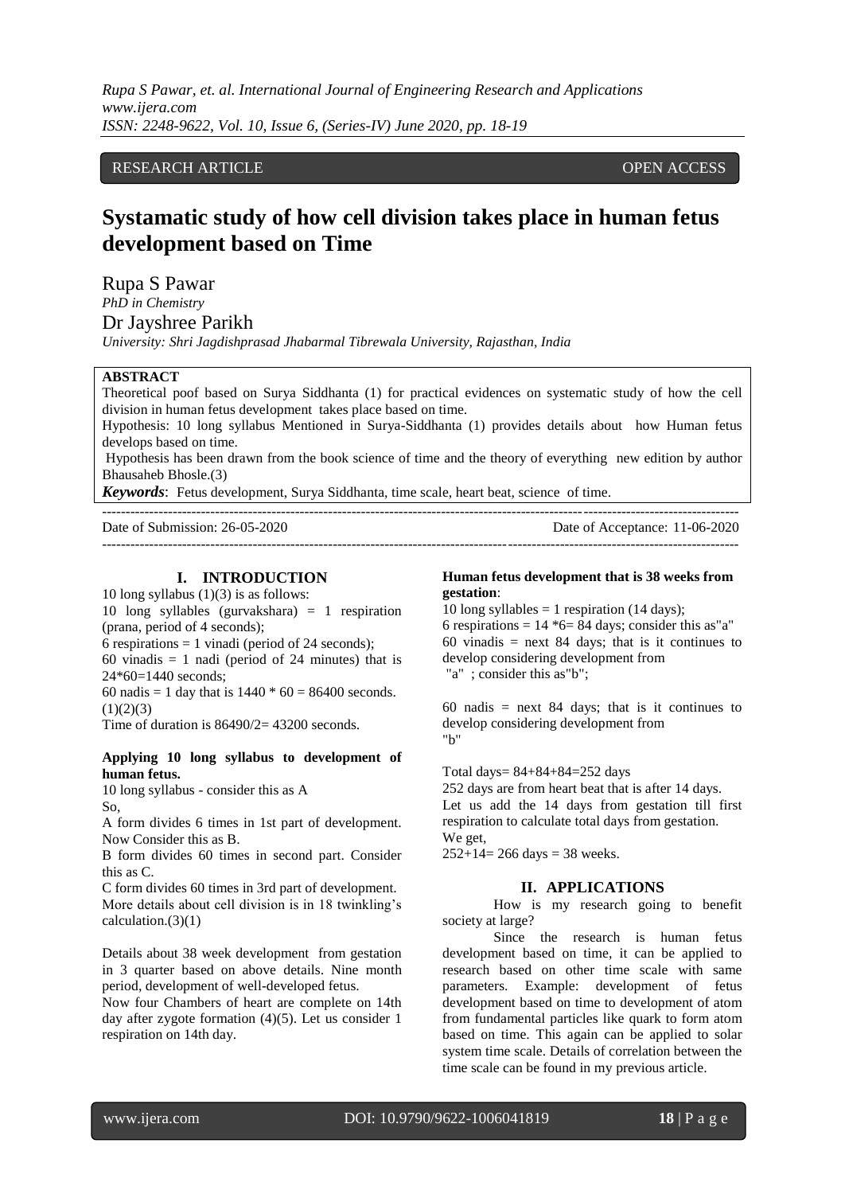RESEARCH ARTICLE OPEN ACCESS

# Systamatic study of how cell division takes place in human fetus development based on Time

Rupa S Pawar
*PhD in Chemistry*
Dr Jayshree Parikh
*University: Shri Jagdishprasad Jhabarmal Tibrewala University, Rajasthan, India*

**ABSTRACT**

Theoretical poof based on Surya Siddhanta (1) for practical evidences on systematic study of how the cell division in human fetus development takes place based on time.

Hypothesis: 10 long syllabus Mentioned in Surya-Siddhanta (1) provides details about how Human fetus develops based on time.

Hypothesis has been drawn from the book science of time and the theory of everything new edition by author Bhausaheb Bhosle.(3)

***Keywords***: Fetus development, Surya Siddhanta, time scale, heart beat, science of time.

---

Date of Submission: 26-05-2020 Date of Acceptance: 11-06-2020

---

## I. INTRODUCTION

10 long syllabus (1)(3) is as follows:

10 long syllables (gurvakshara) = 1 respiration (prana, period of 4 seconds);

6 respirations = 1 vinadi (period of 24 seconds);

60 vinadis = 1 nadi (period of 24 minutes) that is 24*60=1440 seconds;

60 nadis = 1 day that is 1440 * 60 = 86400 seconds. (1)(2)(3)

Time of duration is 86490/2= 43200 seconds.

**Applying 10 long syllabus to development of human fetus.**

10 long syllabus - consider this as A

So,

A form divides 6 times in 1st part of development. Now Consider this as B.

B form divides 60 times in second part. Consider this as C.

C form divides 60 times in 3rd part of development.

More details about cell division is in 18 twinkling's calculation.(3)(1)

Details about 38 week development from gestation in 3 quarter based on above details. Nine month period, development of well-developed fetus.

Now four Chambers of heart are complete on 14th day after zygote formation (4)(5). Let us consider 1 respiration on 14th day.

**Human fetus development that is 38 weeks from gestation**:

10 long syllables = 1 respiration (14 days);

6 respirations = 14 *6= 84 days; consider this as"a"

60 vinadis = next 84 days; that is it continues to develop considering development from
"a" ; consider this as"b";

60 nadis = next 84 days; that is it continues to develop considering development from
"b"

Total days= 84+84+84=252 days

252 days are from heart beat that is after 14 days.

Let us add the 14 days from gestation till first respiration to calculate total days from gestation.

We get,

252+14= 266 days = 38 weeks.

## II. APPLICATIONS

How is my research going to benefit society at large?

Since the research is human fetus development based on time, it can be applied to research based on other time scale with same parameters. Example: development of fetus development based on time to development of atom from fundamental particles like quark to form atom based on time. This again can be applied to solar system time scale. Details of correlation between the time scale can be found in my previous article.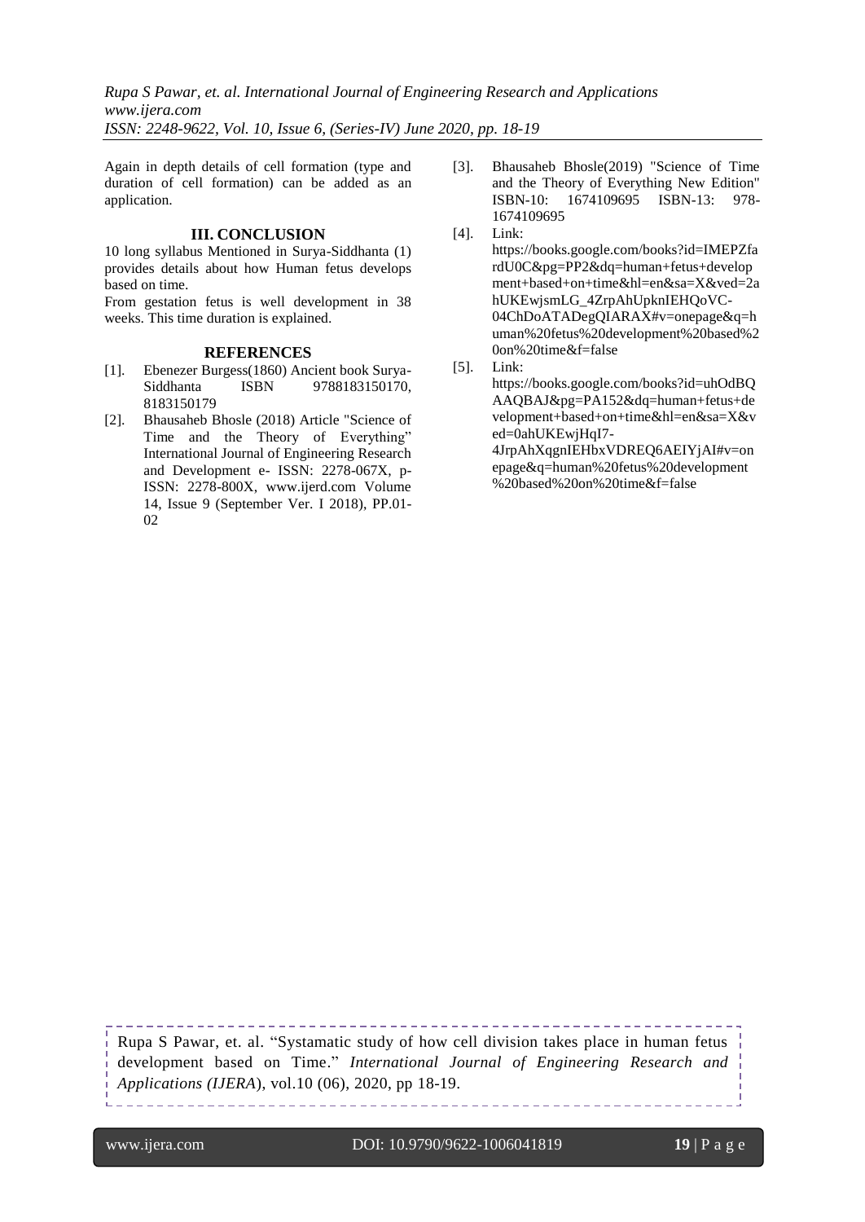Again in depth details of cell formation (type and duration of cell formation) can be added as an application.

## III. CONCLUSION

10 long syllabus Mentioned in Surya-Siddhanta (1) provides details about how Human fetus develops based on time.

From gestation fetus is well development in 38 weeks. This time duration is explained.

## REFERENCES

[1]. Ebenezer Burgess(1860) Ancient book Surya-Siddhanta ISBN 9788183150170, 8183150179

[2]. Bhausaheb Bhosle (2018) Article "Science of Time and the Theory of Everything" International Journal of Engineering Research and Development e- ISSN: 2278-067X, p-ISSN: 2278-800X, www.ijerd.com Volume 14, Issue 9 (September Ver. I 2018), PP.01-02

[3]. Bhausaheb Bhosle(2019) "Science of Time and the Theory of Everything New Edition" ISBN-10: 1674109695 ISBN-13: 978-1674109695

[4]. Link: https://books.google.com/books?id=IMEPZfardU0C&pg=PP2&dq=human+fetus+development+based+on+time&hl=en&sa=X&ved=2ahUKEwjsmLG_4ZrpAhUpknIEHQoVC-04ChDoATADegQIARAX#v=onepage&q=human%20fetus%20development%20based%20on%20time&f=false

[5]. Link: https://books.google.com/books?id=uhOdBQAAQBAJ&pg=PA152&dq=human+fetus+development+based+on+time&hl=en&sa=X&ved=0ahUKEwjHqI7-4JrpAhXqgnIEHbxVDREQ6AEIYjAI#v=onepage&q=human%20fetus%20development%20based%20on%20time&f=false

Rupa S Pawar, et. al. "Systamatic study of how cell division takes place in human fetus development based on Time." *International Journal of Engineering Research and Applications (IJERA*), vol.10 (06), 2020, pp 18-19.